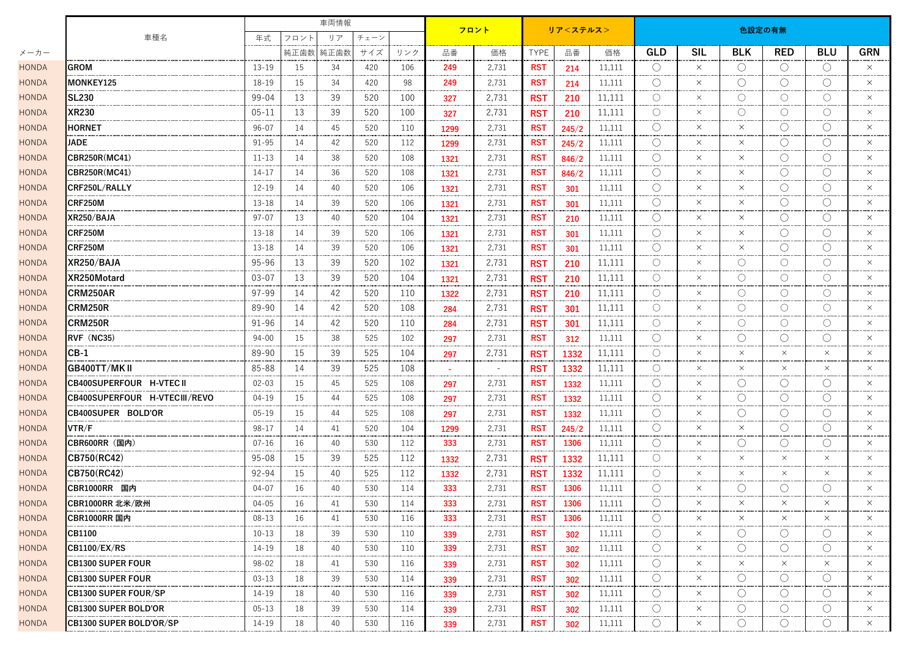| メーカー | 車種名 | 車両情報 | | | | | フロント | | リア＜ステルス＞ | | | 色設定の有無 | | | | | |
|---|---|---|---|---|---|---|---|---|---|---|---|---|---|---|---|---|---|
| | | 年式 | フロント | リア | チェーン | | | | | | | | | | | | |
| | | | 純正歯数 | 純正歯数 | サイズ | リンク | 品番 | 価格 | TYPE | 品番 | 価格 | GLD | SIL | BLK | RED | BLU | GRN |
| HONDA | GROM | 13-19 | 15 | 34 | 420 | 106 | 249 | 2,731 | RST | 214 | 11,111 | ○ | × | ○ | ○ | ○ | × |
| HONDA | MONKEY125 | 18-19 | 15 | 34 | 420 | 98 | 249 | 2,731 | RST | 214 | 11,111 | ○ | × | ○ | ○ | ○ | × |
| HONDA | SL230 | 99-04 | 13 | 39 | 520 | 100 | 327 | 2,731 | RST | 210 | 11,111 | ○ | × | ○ | ○ | ○ | × |
| HONDA | XR230 | 05-11 | 13 | 39 | 520 | 100 | 327 | 2,731 | RST | 210 | 11,111 | ○ | × | ○ | ○ | ○ | × |
| HONDA | HORNET | 96-07 | 14 | 45 | 520 | 110 | 1299 | 2,731 | RST | 245/2 | 11,111 | ○ | × | × | ○ | ○ | × |
| HONDA | JADE | 91-95 | 14 | 42 | 520 | 112 | 1299 | 2,731 | RST | 245/2 | 11,111 | ○ | × | × | ○ | ○ | × |
| HONDA | CBR250R(MC41) | 11-13 | 14 | 38 | 520 | 108 | 1321 | 2,731 | RST | 846/2 | 11,111 | ○ | × | × | ○ | ○ | × |
| HONDA | CBR250R(MC41) | 14-17 | 14 | 36 | 520 | 108 | 1321 | 2,731 | RST | 846/2 | 11,111 | ○ | × | × | ○ | ○ | × |
| HONDA | CRF250L/RALLY | 12-19 | 14 | 40 | 520 | 106 | 1321 | 2,731 | RST | 301 | 11,111 | ○ | × | × | ○ | ○ | × |
| HONDA | CRF250M | 13-18 | 14 | 39 | 520 | 106 | 1321 | 2,731 | RST | 301 | 11,111 | ○ | × | × | ○ | ○ | × |
| HONDA | XR250/BAJA | 97-07 | 13 | 40 | 520 | 104 | 1321 | 2,731 | RST | 210 | 11,111 | ○ | × | × | ○ | ○ | × |
| HONDA | CRF250M | 13-18 | 14 | 39 | 520 | 106 | 1321 | 2,731 | RST | 301 | 11,111 | ○ | × | × | ○ | ○ | × |
| HONDA | CRF250M | 13-18 | 14 | 39 | 520 | 106 | 1321 | 2,731 | RST | 301 | 11,111 | ○ | × | × | ○ | ○ | × |
| HONDA | XR250/BAJA | 95-96 | 13 | 39 | 520 | 102 | 1321 | 2,731 | RST | 210 | 11,111 | ○ | × | ○ | ○ | ○ | × |
| HONDA | XR250Motard | 03-07 | 13 | 39 | 520 | 104 | 1321 | 2,731 | RST | 210 | 11,111 | ○ | × | ○ | ○ | ○ | × |
| HONDA | CRM250AR | 97-99 | 14 | 42 | 520 | 110 | 1322 | 2,731 | RST | 210 | 11,111 | ○ | × | ○ | ○ | ○ | × |
| HONDA | CRM250R | 89-90 | 14 | 42 | 520 | 108 | 284 | 2,731 | RST | 301 | 11,111 | ○ | × | ○ | ○ | ○ | × |
| HONDA | CRM250R | 91-96 | 14 | 42 | 520 | 110 | 284 | 2,731 | RST | 301 | 11,111 | ○ | × | ○ | ○ | ○ | × |
| HONDA | RVF（NC35） | 94-00 | 15 | 38 | 525 | 102 | 297 | 2,731 | RST | 312 | 11,111 | ○ | × | ○ | ○ | ○ | × |
| HONDA | CB-1 | 89-90 | 15 | 39 | 525 | 104 | 297 | 2,731 | RST | 1332 | 11,111 | ○ | × | × | × | × | × |
| HONDA | GB400TT/MKⅡ | 85-88 | 14 | 39 | 525 | 108 | - | - | RST | 1332 | 11,111 | ○ | × | × | × | × | × |
| HONDA | CB400SUPERFOUR　H-VTECⅡ | 02-03 | 15 | 45 | 525 | 108 | 297 | 2,731 | RST | 1332 | 11,111 | ○ | × | ○ | ○ | ○ | × |
| HONDA | CB400SUPERFOUR　H-VTECⅢ/REVO | 04-19 | 15 | 44 | 525 | 108 | 297 | 2,731 | RST | 1332 | 11,111 | ○ | × | ○ | ○ | ○ | × |
| HONDA | CB400SUPER　BOLD'OR | 05-19 | 15 | 44 | 525 | 108 | 297 | 2,731 | RST | 1332 | 11,111 | ○ | × | ○ | ○ | ○ | × |
| HONDA | VTR/F | 98-17 | 14 | 41 | 520 | 104 | 1299 | 2,731 | RST | 245/2 | 11,111 | ○ | × | × | ○ | ○ | × |
| HONDA | CBR600RR（国内） | 07-16 | 16 | 40 | 530 | 112 | 333 | 2,731 | RST | 1306 | 11,111 | ○ | × | ○ | ○ | ○ | × |
| HONDA | CB750(RC42) | 95-08 | 15 | 39 | 525 | 112 | 1332 | 2,731 | RST | 1332 | 11,111 | ○ | × | × | × | × | × |
| HONDA | CB750(RC42) | 92-94 | 15 | 40 | 525 | 112 | 1332 | 2,731 | RST | 1332 | 11,111 | ○ | × | × | × | × | × |
| HONDA | CBR1000RR　国内 | 04-07 | 16 | 40 | 530 | 114 | 333 | 2,731 | RST | 1306 | 11,111 | ○ | × | ○ | ○ | ○ | × |
| HONDA | CBR1000RR 北米/欧州 | 04-05 | 16 | 41 | 530 | 114 | 333 | 2,731 | RST | 1306 | 11,111 | ○ | × | × | × | × | × |
| HONDA | CBR1000RR 国内 | 08-13 | 16 | 41 | 530 | 116 | 333 | 2,731 | RST | 1306 | 11,111 | ○ | × | × | × | × | × |
| HONDA | CB1100 | 10-13 | 18 | 39 | 530 | 110 | 339 | 2,731 | RST | 302 | 11,111 | ○ | × | ○ | ○ | ○ | × |
| HONDA | CB1100/EX/RS | 14-19 | 18 | 40 | 530 | 110 | 339 | 2,731 | RST | 302 | 11,111 | ○ | × | ○ | ○ | ○ | × |
| HONDA | CB1300 SUPER FOUR | 98-02 | 18 | 41 | 530 | 116 | 339 | 2,731 | RST | 302 | 11,111 | ○ | × | × | × | × | × |
| HONDA | CB1300 SUPER FOUR | 03-13 | 18 | 39 | 530 | 114 | 339 | 2,731 | RST | 302 | 11,111 | ○ | × | ○ | ○ | ○ | × |
| HONDA | CB1300 SUPER FOUR/SP | 14-19 | 18 | 40 | 530 | 116 | 339 | 2,731 | RST | 302 | 11,111 | ○ | × | ○ | ○ | ○ | × |
| HONDA | CB1300 SUPER BOLD'OR | 05-13 | 18 | 39 | 530 | 114 | 339 | 2,731 | RST | 302 | 11,111 | ○ | × | ○ | ○ | ○ | × |
| HONDA | CB1300 SUPER BOLD'OR/SP | 14-19 | 18 | 40 | 530 | 116 | 339 | 2,731 | RST | 302 | 11,111 | ○ | × | ○ | ○ | ○ | × |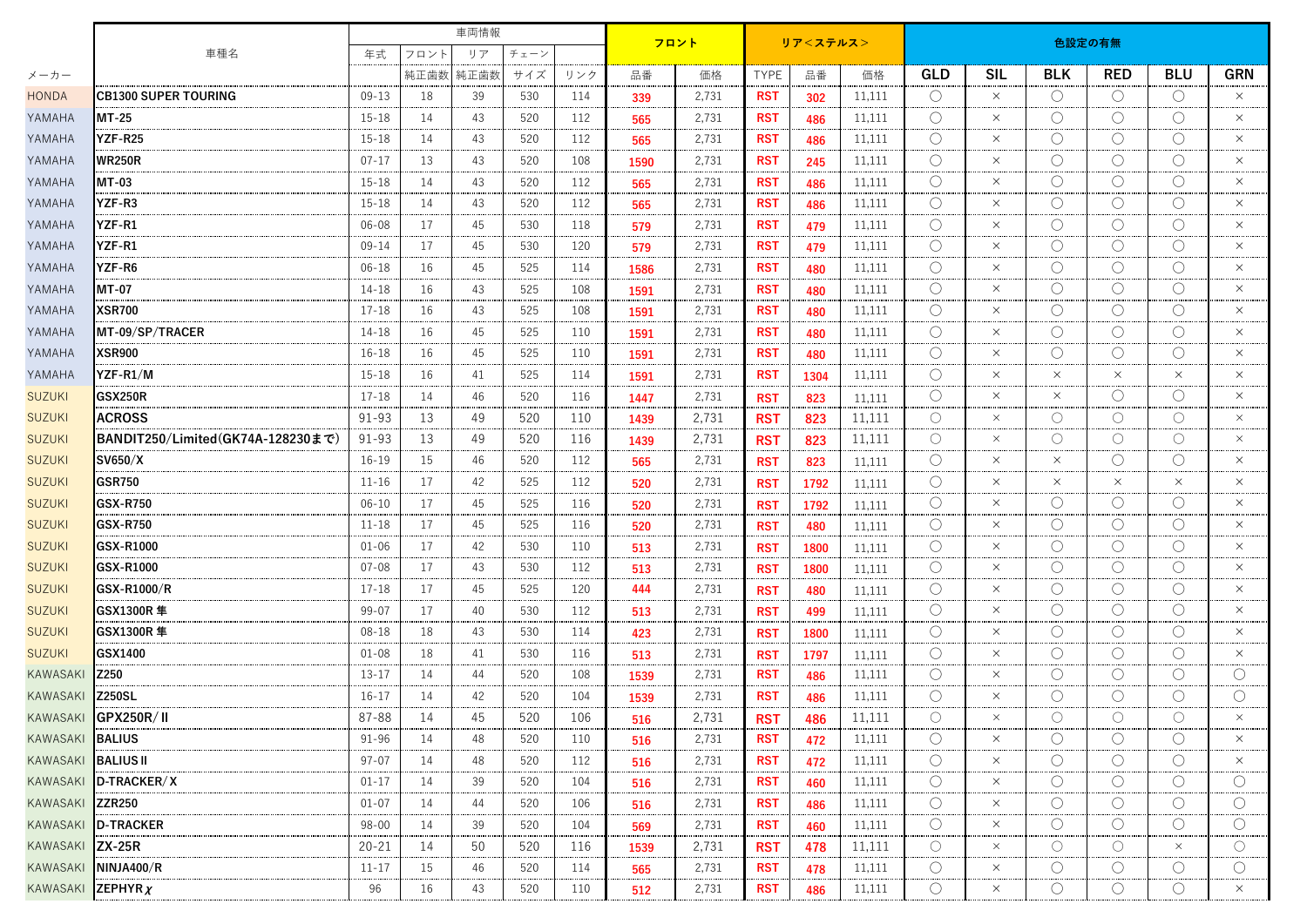| メーカー | 車種名 | 車両情報 | | | | | フロント | | リア＜ステルス＞ | | | 色設定の有無 | | | | | |
|---|---|---|---|---|---|---|---|---|---|---|---|---|---|---|---|---|---|
| | | 年式 | フロント | リア | チェーン | | | | | | | | | | | | |
| | | | 純正歯数 | 純正歯数 | サイズ | リンク | 品番 | 価格 | TYPE | 品番 | 価格 | GLD | SIL | BLK | RED | BLU | GRN |
| HONDA | CB1300 SUPER TOURING | 09-13 | 18 | 39 | 530 | 114 | 339 | 2,731 | RST | 302 | 11,111 | ○ | × | ○ | ○ | ○ | × |
| YAMAHA | MT-25 | 15-18 | 14 | 43 | 520 | 112 | 565 | 2,731 | RST | 486 | 11,111 | ○ | × | ○ | ○ | ○ | × |
| YAMAHA | YZF-R25 | 15-18 | 14 | 43 | 520 | 112 | 565 | 2,731 | RST | 486 | 11,111 | ○ | × | ○ | ○ | ○ | × |
| YAMAHA | WR250R | 07-17 | 13 | 43 | 520 | 108 | 1590 | 2,731 | RST | 245 | 11,111 | ○ | × | ○ | ○ | ○ | × |
| YAMAHA | MT-03 | 15-18 | 14 | 43 | 520 | 112 | 565 | 2,731 | RST | 486 | 11,111 | ○ | × | ○ | ○ | ○ | × |
| YAMAHA | YZF-R3 | 15-18 | 14 | 43 | 520 | 112 | 565 | 2,731 | RST | 486 | 11,111 | ○ | × | ○ | ○ | ○ | × |
| YAMAHA | YZF-R1 | 06-08 | 17 | 45 | 530 | 118 | 579 | 2,731 | RST | 479 | 11,111 | ○ | × | ○ | ○ | ○ | × |
| YAMAHA | YZF-R1 | 09-14 | 17 | 45 | 530 | 120 | 579 | 2,731 | RST | 479 | 11,111 | ○ | × | ○ | ○ | ○ | × |
| YAMAHA | YZF-R6 | 06-18 | 16 | 45 | 525 | 114 | 1586 | 2,731 | RST | 480 | 11,111 | ○ | × | ○ | ○ | ○ | × |
| YAMAHA | MT-07 | 14-18 | 16 | 43 | 525 | 108 | 1591 | 2,731 | RST | 480 | 11,111 | ○ | × | ○ | ○ | ○ | × |
| YAMAHA | XSR700 | 17-18 | 16 | 43 | 525 | 108 | 1591 | 2,731 | RST | 480 | 11,111 | ○ | × | ○ | ○ | ○ | × |
| YAMAHA | MT-09/SP/TRACER | 14-18 | 16 | 45 | 525 | 110 | 1591 | 2,731 | RST | 480 | 11,111 | ○ | × | ○ | ○ | ○ | × |
| YAMAHA | XSR900 | 16-18 | 16 | 45 | 525 | 110 | 1591 | 2,731 | RST | 480 | 11,111 | ○ | × | ○ | ○ | ○ | × |
| YAMAHA | YZF-R1/M | 15-18 | 16 | 41 | 525 | 114 | 1591 | 2,731 | RST | 1304 | 11,111 | ○ | × | × | × | × | × |
| SUZUKI | GSX250R | 17-18 | 14 | 46 | 520 | 116 | 1447 | 2,731 | RST | 823 | 11,111 | ○ | × | × | ○ | ○ | × |
| SUZUKI | ACROSS | 91-93 | 13 | 49 | 520 | 110 | 1439 | 2,731 | RST | 823 | 11,111 | ○ | × | ○ | ○ | ○ | × |
| SUZUKI | BANDIT250/Limited(GK74A-128230まで) | 91-93 | 13 | 49 | 520 | 116 | 1439 | 2,731 | RST | 823 | 11,111 | ○ | × | ○ | ○ | ○ | × |
| SUZUKI | SV650/X | 16-19 | 15 | 46 | 520 | 112 | 565 | 2,731 | RST | 823 | 11,111 | ○ | × | × | ○ | ○ | × |
| SUZUKI | GSR750 | 11-16 | 17 | 42 | 525 | 112 | 520 | 2,731 | RST | 1792 | 11,111 | ○ | × | × | × | × | × |
| SUZUKI | GSX-R750 | 06-10 | 17 | 45 | 525 | 116 | 520 | 2,731 | RST | 1792 | 11,111 | ○ | × | ○ | ○ | ○ | × |
| SUZUKI | GSX-R750 | 11-18 | 17 | 45 | 525 | 116 | 520 | 2,731 | RST | 480 | 11,111 | ○ | × | ○ | ○ | ○ | × |
| SUZUKI | GSX-R1000 | 01-06 | 17 | 42 | 530 | 110 | 513 | 2,731 | RST | 1800 | 11,111 | ○ | × | ○ | ○ | ○ | × |
| SUZUKI | GSX-R1000 | 07-08 | 17 | 43 | 530 | 112 | 513 | 2,731 | RST | 1800 | 11,111 | ○ | × | ○ | ○ | ○ | × |
| SUZUKI | GSX-R1000/R | 17-18 | 17 | 45 | 525 | 120 | 444 | 2,731 | RST | 480 | 11,111 | ○ | × | ○ | ○ | ○ | × |
| SUZUKI | GSX1300R 隼 | 99-07 | 17 | 40 | 530 | 112 | 513 | 2,731 | RST | 499 | 11,111 | ○ | × | ○ | ○ | ○ | × |
| SUZUKI | GSX1300R 隼 | 08-18 | 18 | 43 | 530 | 114 | 423 | 2,731 | RST | 1800 | 11,111 | ○ | × | ○ | ○ | ○ | × |
| SUZUKI | GSX1400 | 01-08 | 18 | 41 | 530 | 116 | 513 | 2,731 | RST | 1797 | 11,111 | ○ | × | ○ | ○ | ○ | × |
| KAWASAKI | Z250 | 13-17 | 14 | 44 | 520 | 108 | 1539 | 2,731 | RST | 486 | 11,111 | ○ | × | ○ | ○ | ○ | ○ |
| KAWASAKI | Z250SL | 16-17 | 14 | 42 | 520 | 104 | 1539 | 2,731 | RST | 486 | 11,111 | ○ | × | ○ | ○ | ○ | ○ |
| KAWASAKI | GPX250R/ II | 87-88 | 14 | 45 | 520 | 106 | 516 | 2,731 | RST | 486 | 11,111 | ○ | × | ○ | ○ | ○ | × |
| KAWASAKI | BALIUS | 91-96 | 14 | 48 | 520 | 110 | 516 | 2,731 | RST | 472 | 11,111 | ○ | × | ○ | ○ | ○ | × |
| KAWASAKI | BALIUS II | 97-07 | 14 | 48 | 520 | 112 | 516 | 2,731 | RST | 472 | 11,111 | ○ | × | ○ | ○ | ○ | × |
| KAWASAKI | D-TRACKER/X | 01-17 | 14 | 39 | 520 | 104 | 516 | 2,731 | RST | 460 | 11,111 | ○ | × | ○ | ○ | ○ | ○ |
| KAWASAKI | ZZR250 | 01-07 | 14 | 44 | 520 | 106 | 516 | 2,731 | RST | 486 | 11,111 | ○ | × | ○ | ○ | ○ | ○ |
| KAWASAKI | D-TRACKER | 98-00 | 14 | 39 | 520 | 104 | 569 | 2,731 | RST | 460 | 11,111 | ○ | × | ○ | ○ | ○ | ○ |
| KAWASAKI | ZX-25R | 20-21 | 14 | 50 | 520 | 116 | 1539 | 2,731 | RST | 478 | 11,111 | ○ | × | ○ | ○ | × | ○ |
| KAWASAKI | NINJA400/R | 11-17 | 15 | 46 | 520 | 114 | 565 | 2,731 | RST | 478 | 11,111 | ○ | × | ○ | ○ | ○ | ○ |
| KAWASAKI | ZEPHYRχ | 96 | 16 | 43 | 520 | 110 | 512 | 2,731 | RST | 486 | 11,111 | ○ | × | ○ | ○ | ○ | × |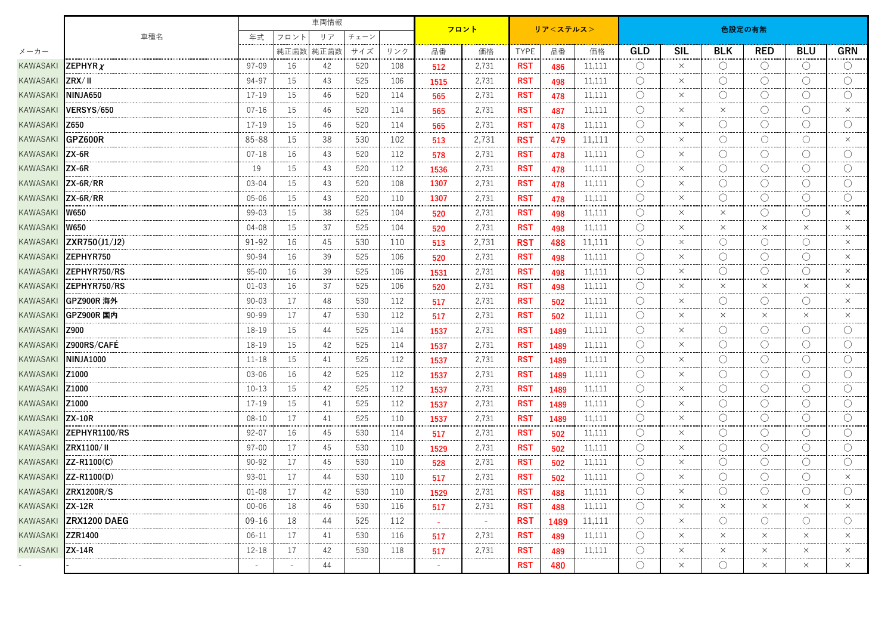| メーカー | 車種名 | 車両情報 | | | | | フロント | | リア＜ステルス＞ | | | 色設定の有無 | | | | | |
|---|---|---|---|---|---|---|---|---|---|---|---|---|---|---|---|---|---|
| | | 年式 | フロント | リア | チェーン | | | | | | | | | | | | |
| | | | 純正歯数 | 純正歯数 | サイズ | リンク | 品番 | 価格 | TYPE | 品番 | 価格 | GLD | SIL | BLK | RED | BLU | GRN |
| KAWASAKI | ZEPHYRχ | 97-09 | 16 | 42 | 520 | 108 | 512 | 2,731 | RST | 486 | 11,111 | ○ | × | ○ | ○ | ○ | ○ |
| KAWASAKI | ZRX/Ⅱ | 94-97 | 15 | 43 | 525 | 106 | 1515 | 2,731 | RST | 498 | 11,111 | ○ | × | ○ | ○ | ○ | ○ |
| KAWASAKI | NINJA650 | 17-19 | 15 | 46 | 520 | 114 | 565 | 2,731 | RST | 478 | 11,111 | ○ | × | ○ | ○ | ○ | ○ |
| KAWASAKI | VERSYS/650 | 07-16 | 15 | 46 | 520 | 114 | 565 | 2,731 | RST | 487 | 11,111 | ○ | × | × | ○ | ○ | × |
| KAWASAKI | Z650 | 17-19 | 15 | 46 | 520 | 114 | 565 | 2,731 | RST | 478 | 11,111 | ○ | × | ○ | ○ | ○ | ○ |
| KAWASAKI | GPZ600R | 85-88 | 15 | 38 | 530 | 102 | 513 | 2,731 | RST | 479 | 11,111 | ○ | × | ○ | ○ | ○ | × |
| KAWASAKI | ZX-6R | 07-18 | 16 | 43 | 520 | 112 | 578 | 2,731 | RST | 478 | 11,111 | ○ | × | ○ | ○ | ○ | ○ |
| KAWASAKI | ZX-6R | 19 | 15 | 43 | 520 | 112 | 1536 | 2,731 | RST | 478 | 11,111 | ○ | × | ○ | ○ | ○ | ○ |
| KAWASAKI | ZX-6R/RR | 03-04 | 15 | 43 | 520 | 108 | 1307 | 2,731 | RST | 478 | 11,111 | ○ | × | ○ | ○ | ○ | ○ |
| KAWASAKI | ZX-6R/RR | 05-06 | 15 | 43 | 520 | 110 | 1307 | 2,731 | RST | 478 | 11,111 | ○ | × | ○ | ○ | ○ | ○ |
| KAWASAKI | W650 | 99-03 | 15 | 38 | 525 | 104 | 520 | 2,731 | RST | 498 | 11,111 | ○ | × | × | ○ | ○ | × |
| KAWASAKI | W650 | 04-08 | 15 | 37 | 525 | 104 | 520 | 2,731 | RST | 498 | 11,111 | ○ | × | × | × | × | × |
| KAWASAKI | ZXR750(J1/J2) | 91-92 | 16 | 45 | 530 | 110 | 513 | 2,731 | RST | 488 | 11,111 | ○ | × | ○ | ○ | ○ | × |
| KAWASAKI | ZEPHYR750 | 90-94 | 16 | 39 | 525 | 106 | 520 | 2,731 | RST | 498 | 11,111 | ○ | × | ○ | ○ | ○ | × |
| KAWASAKI | ZEPHYR750/RS | 95-00 | 16 | 39 | 525 | 106 | 1531 | 2,731 | RST | 498 | 11,111 | ○ | × | ○ | ○ | ○ | × |
| KAWASAKI | ZEPHYR750/RS | 01-03 | 16 | 37 | 525 | 106 | 520 | 2,731 | RST | 498 | 11,111 | ○ | × | × | × | × | × |
| KAWASAKI | GPZ900R 海外 | 90-03 | 17 | 48 | 530 | 112 | 517 | 2,731 | RST | 502 | 11,111 | ○ | × | ○ | ○ | ○ | × |
| KAWASAKI | GPZ900R 国内 | 90-99 | 17 | 47 | 530 | 112 | 517 | 2,731 | RST | 502 | 11,111 | ○ | × | × | × | × | × |
| KAWASAKI | Z900 | 18-19 | 15 | 44 | 525 | 114 | 1537 | 2,731 | RST | 1489 | 11,111 | ○ | × | ○ | ○ | ○ | ○ |
| KAWASAKI | Z900RS/CAFÉ | 18-19 | 15 | 42 | 525 | 114 | 1537 | 2,731 | RST | 1489 | 11,111 | ○ | × | ○ | ○ | ○ | ○ |
| KAWASAKI | NINJA1000 | 11-18 | 15 | 41 | 525 | 112 | 1537 | 2,731 | RST | 1489 | 11,111 | ○ | × | ○ | ○ | ○ | ○ |
| KAWASAKI | Z1000 | 03-06 | 16 | 42 | 525 | 112 | 1537 | 2,731 | RST | 1489 | 11,111 | ○ | × | ○ | ○ | ○ | ○ |
| KAWASAKI | Z1000 | 10-13 | 15 | 42 | 525 | 112 | 1537 | 2,731 | RST | 1489 | 11,111 | ○ | × | ○ | ○ | ○ | ○ |
| KAWASAKI | Z1000 | 17-19 | 15 | 41 | 525 | 112 | 1537 | 2,731 | RST | 1489 | 11,111 | ○ | × | ○ | ○ | ○ | ○ |
| KAWASAKI | ZX-10R | 08-10 | 17 | 41 | 525 | 110 | 1537 | 2,731 | RST | 1489 | 11,111 | ○ | × | ○ | ○ | ○ | ○ |
| KAWASAKI | ZEPHYR1100/RS | 92-07 | 16 | 45 | 530 | 114 | 517 | 2,731 | RST | 502 | 11,111 | ○ | × | ○ | ○ | ○ | ○ |
| KAWASAKI | ZRX1100/Ⅱ | 97-00 | 17 | 45 | 530 | 110 | 1529 | 2,731 | RST | 502 | 11,111 | ○ | × | ○ | ○ | ○ | ○ |
| KAWASAKI | ZZ-R1100(C) | 90-92 | 17 | 45 | 530 | 110 | 528 | 2,731 | RST | 502 | 11,111 | ○ | × | ○ | ○ | ○ | ○ |
| KAWASAKI | ZZ-R1100(D) | 93-01 | 17 | 44 | 530 | 110 | 517 | 2,731 | RST | 502 | 11,111 | ○ | × | ○ | ○ | ○ | × |
| KAWASAKI | ZRX1200R/S | 01-08 | 17 | 42 | 530 | 110 | 1529 | 2,731 | RST | 488 | 11,111 | ○ | × | ○ | ○ | ○ | ○ |
| KAWASAKI | ZX-12R | 00-06 | 18 | 46 | 530 | 116 | 517 | 2,731 | RST | 488 | 11,111 | ○ | × | × | × | × | × |
| KAWASAKI | ZRX1200 DAEG | 09-16 | 18 | 44 | 525 | 112 | - | - | RST | 1489 | 11,111 | ○ | × | ○ | ○ | ○ | ○ |
| KAWASAKI | ZZR1400 | 06-11 | 17 | 41 | 530 | 116 | 517 | 2,731 | RST | 489 | 11,111 | ○ | × | × | × | × | × |
| KAWASAKI | ZX-14R | 12-18 | 17 | 42 | 530 | 118 | 517 | 2,731 | RST | 489 | 11,111 | ○ | × | × | × | × | × |
| - | - | - | - | 44 | | | - | | RST | 480 | | ○ | × | ○ | × | × | × |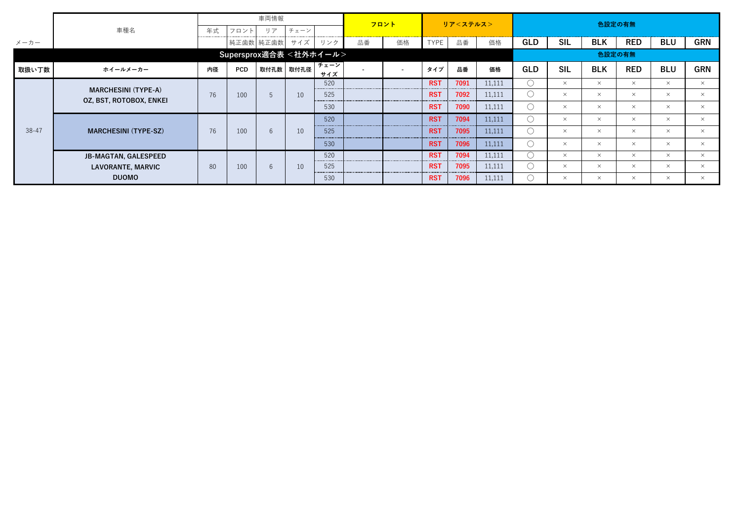| メーカー | 車種名 | 車両情報 | | | | | フロント | | リア＜ステルス＞ | | | 色設定の有無 | | | | | |
|---|---|---|---|---|---|---|---|---|---|---|---|---|---|---|---|---|---|
| | | 年式 | フロント | リア | チェーン | | | | | | | | | | | | |
| | | | 純正歯数 | 純正歯数 | サイズ | リンク | 品番 | 価格 | TYPE | 品番 | 価格 | GLD | SIL | BLK | RED | BLU | GRN |

**Supersprox適合表 ＜社外ホイール＞**

| 取扱い丁数 | ホイールメーカー | 内径 | PCD | 取付孔数 | 取付孔径 | チェーンサイズ | - | - | タイプ | 品番 | 価格 | GLD | SIL | BLK | RED | BLU | GRN |
|---|---|---|---|---|---|---|---|---|---|---|---|---|---|---|---|---|---|
| 38-47 | MARCHESINI (TYPE-A) OZ, BST, ROTOBOX, ENKEI | 76 | 100 | 5 | 10 | 520 | | | RST | 7091 | 11,111 | ○ | × | × | × | × | × |
| | | | | | | 525 | | | RST | 7092 | 11,111 | ○ | × | × | × | × | × |
| | | | | | | 530 | | | RST | 7090 | 11,111 | ○ | × | × | × | × | × |
| | MARCHESINI (TYPE-SZ) | 76 | 100 | 6 | 10 | 520 | | | RST | 7094 | 11,111 | ○ | × | × | × | × | × |
| | | | | | | 525 | | | RST | 7095 | 11,111 | ○ | × | × | × | × | × |
| | | | | | | 530 | | | RST | 7096 | 11,111 | ○ | × | × | × | × | × |
| | JB-MAGTAN, GALESPEED LAVORANTE, MARVIC DUOMO | 80 | 100 | 6 | 10 | 520 | | | RST | 7094 | 11,111 | ○ | × | × | × | × | × |
| | | | | | | 525 | | | RST | 7095 | 11,111 | ○ | × | × | × | × | × |
| | | | | | | 530 | | | RST | 7096 | 11,111 | ○ | × | × | × | × | × |